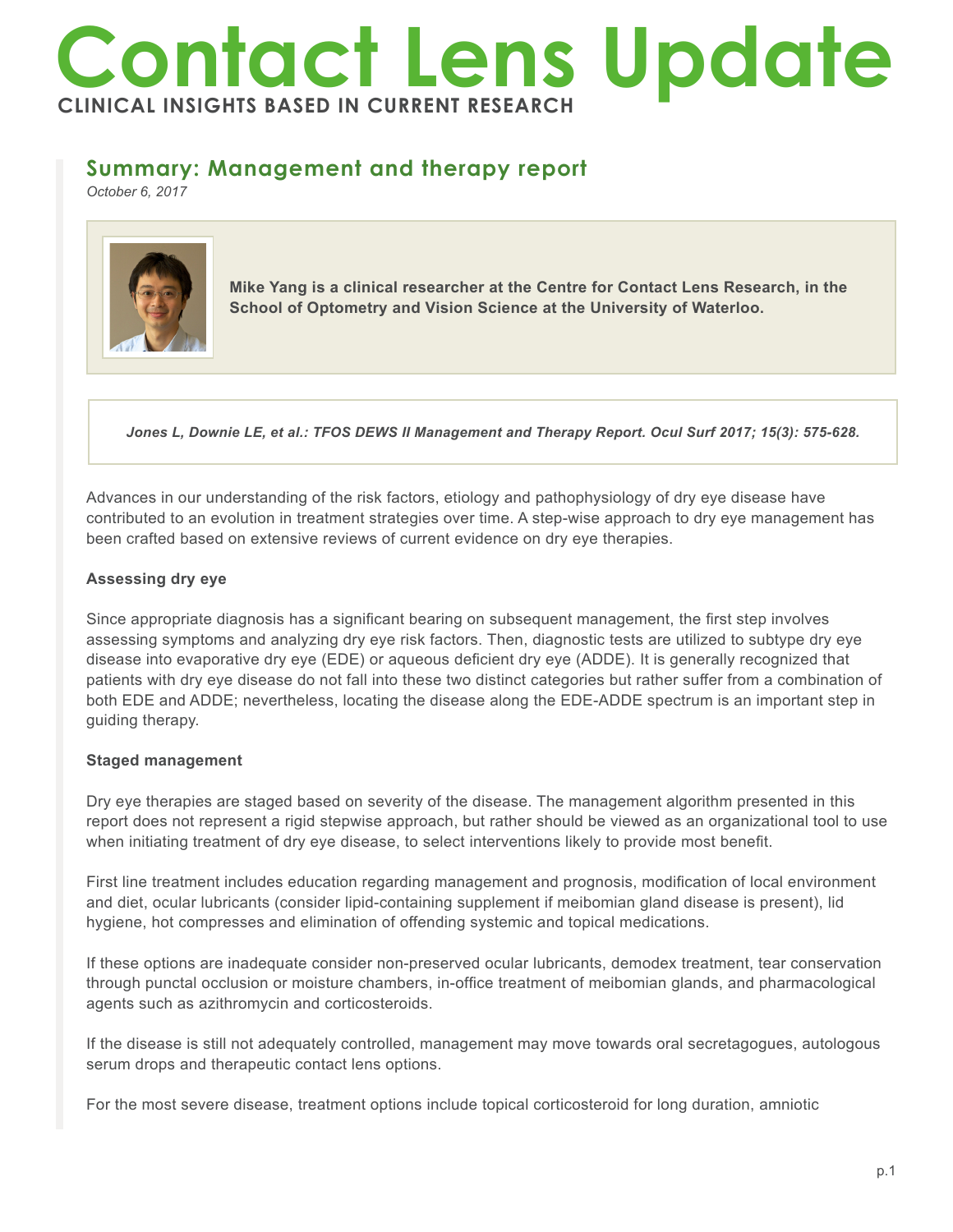# Contact Lens Update

**CLINICAL INSIGHTS BASED IN CURRENT RESEARCH**

## Summary: Management and therapy report

*October 6, 2017*

**Mike Yang is a clinical researcher at the Centre for Contact Lens Research, in the School of Optometry and Vision Science at the University of Waterloo.**

***Jones L, Downie LE, et al.: TFOS DEWS II Management and Therapy Report. Ocul Surf 2017; 15(3): 575-628.***

Advances in our understanding of the risk factors, etiology and pathophysiology of dry eye disease have contributed to an evolution in treatment strategies over time. A step-wise approach to dry eye management has been crafted based on extensive reviews of current evidence on dry eye therapies.

**Assessing dry eye**

Since appropriate diagnosis has a significant bearing on subsequent management, the first step involves assessing symptoms and analyzing dry eye risk factors. Then, diagnostic tests are utilized to subtype dry eye disease into evaporative dry eye (EDE) or aqueous deficient dry eye (ADDE). It is generally recognized that patients with dry eye disease do not fall into these two distinct categories but rather suffer from a combination of both EDE and ADDE; nevertheless, locating the disease along the EDE-ADDE spectrum is an important step in guiding therapy.

**Staged management**

Dry eye therapies are staged based on severity of the disease. The management algorithm presented in this report does not represent a rigid stepwise approach, but rather should be viewed as an organizational tool to use when initiating treatment of dry eye disease, to select interventions likely to provide most benefit.

First line treatment includes education regarding management and prognosis, modification of local environment and diet, ocular lubricants (consider lipid-containing supplement if meibomian gland disease is present), lid hygiene, hot compresses and elimination of offending systemic and topical medications.

If these options are inadequate consider non-preserved ocular lubricants, demodex treatment, tear conservation through punctal occlusion or moisture chambers, in-office treatment of meibomian glands, and pharmacological agents such as azithromycin and corticosteroids.

If the disease is still not adequately controlled, management may move towards oral secretagogues, autologous serum drops and therapeutic contact lens options.

For the most severe disease, treatment options include topical corticosteroid for long duration, amniotic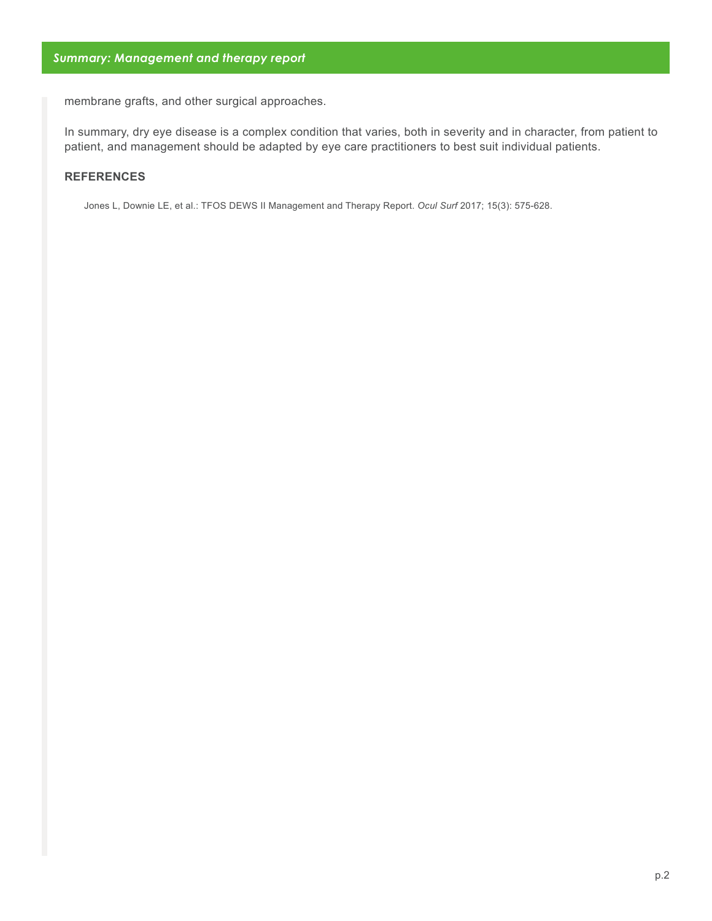membrane grafts, and other surgical approaches.

In summary, dry eye disease is a complex condition that varies, both in severity and in character, from patient to patient, and management should be adapted by eye care practitioners to best suit individual patients.

## REFERENCES

Jones L, Downie LE, et al.: TFOS DEWS II Management and Therapy Report. *Ocul Surf* 2017; 15(3): 575-628.